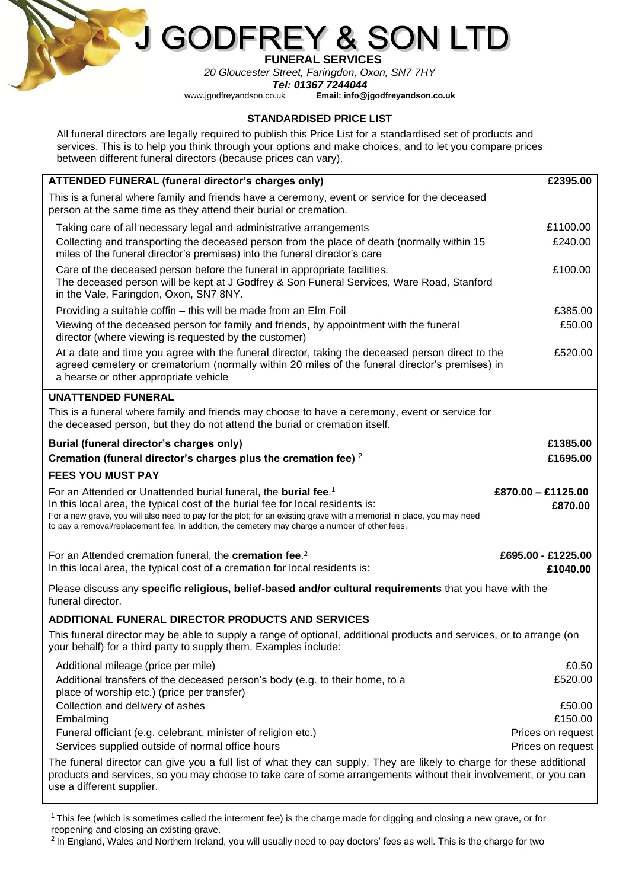# J GODFREY & SON LTD

**FUNERAL SERVICES**

*20 Gloucester Street, Faringdon, Oxon, SN7 7HY*

***Tel: 01367 7244044***

www.jgodfreyandson.co.uk **Email: info@jgodfreyandson.co.uk**

## STANDARDISED PRICE LIST

All funeral directors are legally required to publish this Price List for a standardised set of products and services. This is to help you think through your options and make choices, and to let you compare prices between different funeral directors (because prices can vary).

| **ATTENDED FUNERAL (funeral director's charges only)** | **£2395.00** |
|---|---|
| This is a funeral where family and friends have a ceremony, event or service for the deceased person at the same time as they attend their burial or cremation. | |
| Taking care of all necessary legal and administrative arrangements | £1100.00 |
| Collecting and transporting the deceased person from the place of death (normally within 15 miles of the funeral director's premises) into the funeral director's care | £240.00 |
| Care of the deceased person before the funeral in appropriate facilities. The deceased person will be kept at J Godfrey & Son Funeral Services, Ware Road, Stanford in the Vale, Faringdon, Oxon, SN7 8NY. | £100.00 |
| Providing a suitable coffin – this will be made from an Elm Foil | £385.00 |
| Viewing of the deceased person for family and friends, by appointment with the funeral director (where viewing is requested by the customer) | £50.00 |
| At a date and time you agree with the funeral director, taking the deceased person direct to the agreed cemetery or crematorium (normally within 20 miles of the funeral director's premises) in a hearse or other appropriate vehicle | £520.00 |
| **UNATTENDED FUNERAL** | |
| This is a funeral where family and friends may choose to have a ceremony, event or service for the deceased person, but they do not attend the burial or cremation itself. | |
| **Burial (funeral director's charges only)** | **£1385.00** |
| **Cremation (funeral director's charges plus the cremation fee)** [2] | **£1695.00** |
| **FEES YOU MUST PAY** | |
| For an Attended or Unattended burial funeral, the **burial fee**.[1] | **£870.00 – £1125.00** |
| In this local area, the typical cost of the burial fee for local residents is: | **£870.00** |
| For a new grave, you will also need to pay for the plot; for an existing grave with a memorial in place, you may need to pay a removal/replacement fee. In addition, the cemetery may charge a number of other fees. | |
| For an Attended cremation funeral, the **cremation fee**.[2] | **£695.00 - £1225.00** |
| In this local area, the typical cost of a cremation for local residents is: | **£1040.00** |
| Please discuss any **specific religious, belief-based and/or cultural requirements** that you have with the funeral director. | |
| **ADDITIONAL FUNERAL DIRECTOR PRODUCTS AND SERVICES** | |
| This funeral director may be able to supply a range of optional, additional products and services, or to arrange (on your behalf) for a third party to supply them. Examples include: | |
| Additional mileage (price per mile) | £0.50 |
| Additional transfers of the deceased person's body (e.g. to their home, to a place of worship etc.) (price per transfer) | £520.00 |
| Collection and delivery of ashes | £50.00 |
| Embalming | £150.00 |
| Funeral officiant (e.g. celebrant, minister of religion etc.) | Prices on request |
| Services supplied outside of normal office hours | Prices on request |
| The funeral director can give you a full list of what they can supply. They are likely to charge for these additional products and services, so you may choose to take care of some arrangements without their involvement, or you can use a different supplier. | |

[1] This fee (which is sometimes called the interment fee) is the charge made for digging and closing a new grave, or for reopening and closing an existing grave.

[2] In England, Wales and Northern Ireland, you will usually need to pay doctors' fees as well. This is the charge for two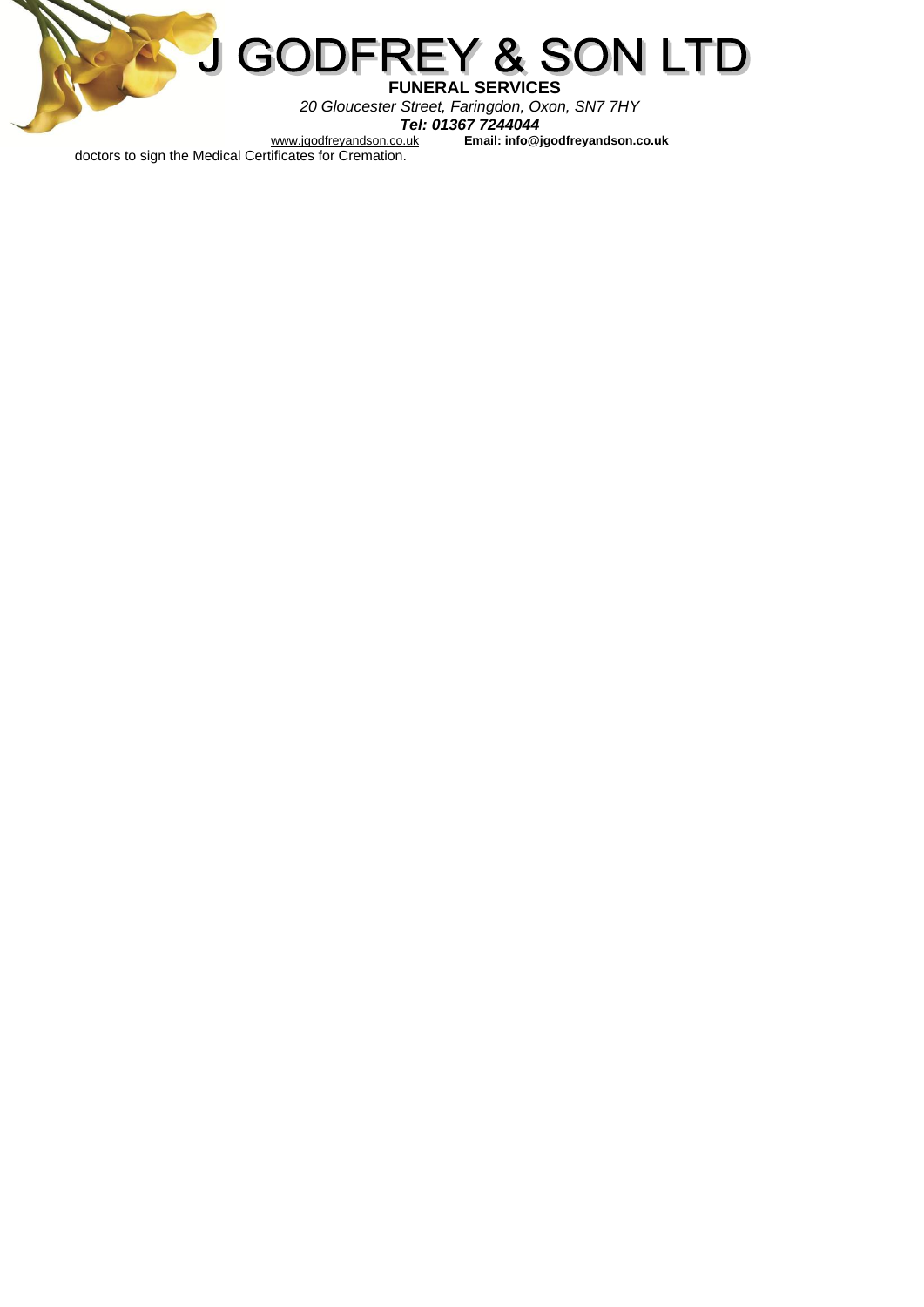doctors to sign the Medical Certificates for Cremation.